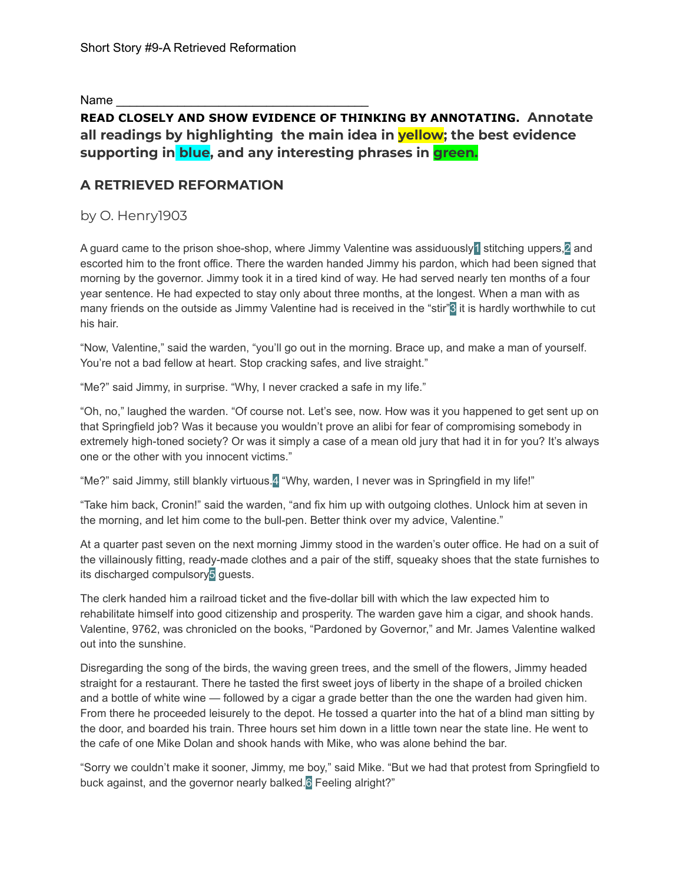Short Story #9-A Retrieved Reformation

Name ___________________________________

**READ CLOSELY AND SHOW EVIDENCE OF THINKING BY ANNOTATING. Annotate all readings by highlighting the main idea in yellow; the best evidence supporting in blue, and any interesting phrases in green.**

## A RETRIEVED REFORMATION

by O. Henry1903

A guard came to the prison shoe-shop, where Jimmy Valentine was assiduously[1] stitching uppers,[2] and escorted him to the front office. There the warden handed Jimmy his pardon, which had been signed that morning by the governor. Jimmy took it in a tired kind of way. He had served nearly ten months of a four year sentence. He had expected to stay only about three months, at the longest. When a man with as many friends on the outside as Jimmy Valentine had is received in the "stir"[3] it is hardly worthwhile to cut his hair.

"Now, Valentine," said the warden, "you'll go out in the morning. Brace up, and make a man of yourself. You're not a bad fellow at heart. Stop cracking safes, and live straight."

"Me?" said Jimmy, in surprise. "Why, I never cracked a safe in my life."

"Oh, no," laughed the warden. "Of course not. Let's see, now. How was it you happened to get sent up on that Springfield job? Was it because you wouldn't prove an alibi for fear of compromising somebody in extremely high-toned society? Or was it simply a case of a mean old jury that had it in for you? It's always one or the other with you innocent victims."

"Me?" said Jimmy, still blankly virtuous.[4] "Why, warden, I never was in Springfield in my life!"

"Take him back, Cronin!" said the warden, "and fix him up with outgoing clothes. Unlock him at seven in the morning, and let him come to the bull-pen. Better think over my advice, Valentine."

At a quarter past seven on the next morning Jimmy stood in the warden's outer office. He had on a suit of the villainously fitting, ready-made clothes and a pair of the stiff, squeaky shoes that the state furnishes to its discharged compulsory[5] guests.

The clerk handed him a railroad ticket and the five-dollar bill with which the law expected him to rehabilitate himself into good citizenship and prosperity. The warden gave him a cigar, and shook hands. Valentine, 9762, was chronicled on the books, "Pardoned by Governor," and Mr. James Valentine walked out into the sunshine.

Disregarding the song of the birds, the waving green trees, and the smell of the flowers, Jimmy headed straight for a restaurant. There he tasted the first sweet joys of liberty in the shape of a broiled chicken and a bottle of white wine — followed by a cigar a grade better than the one the warden had given him. From there he proceeded leisurely to the depot. He tossed a quarter into the hat of a blind man sitting by the door, and boarded his train. Three hours set him down in a little town near the state line. He went to the cafe of one Mike Dolan and shook hands with Mike, who was alone behind the bar.

"Sorry we couldn't make it sooner, Jimmy, me boy," said Mike. "But we had that protest from Springfield to buck against, and the governor nearly balked.[6] Feeling alright?"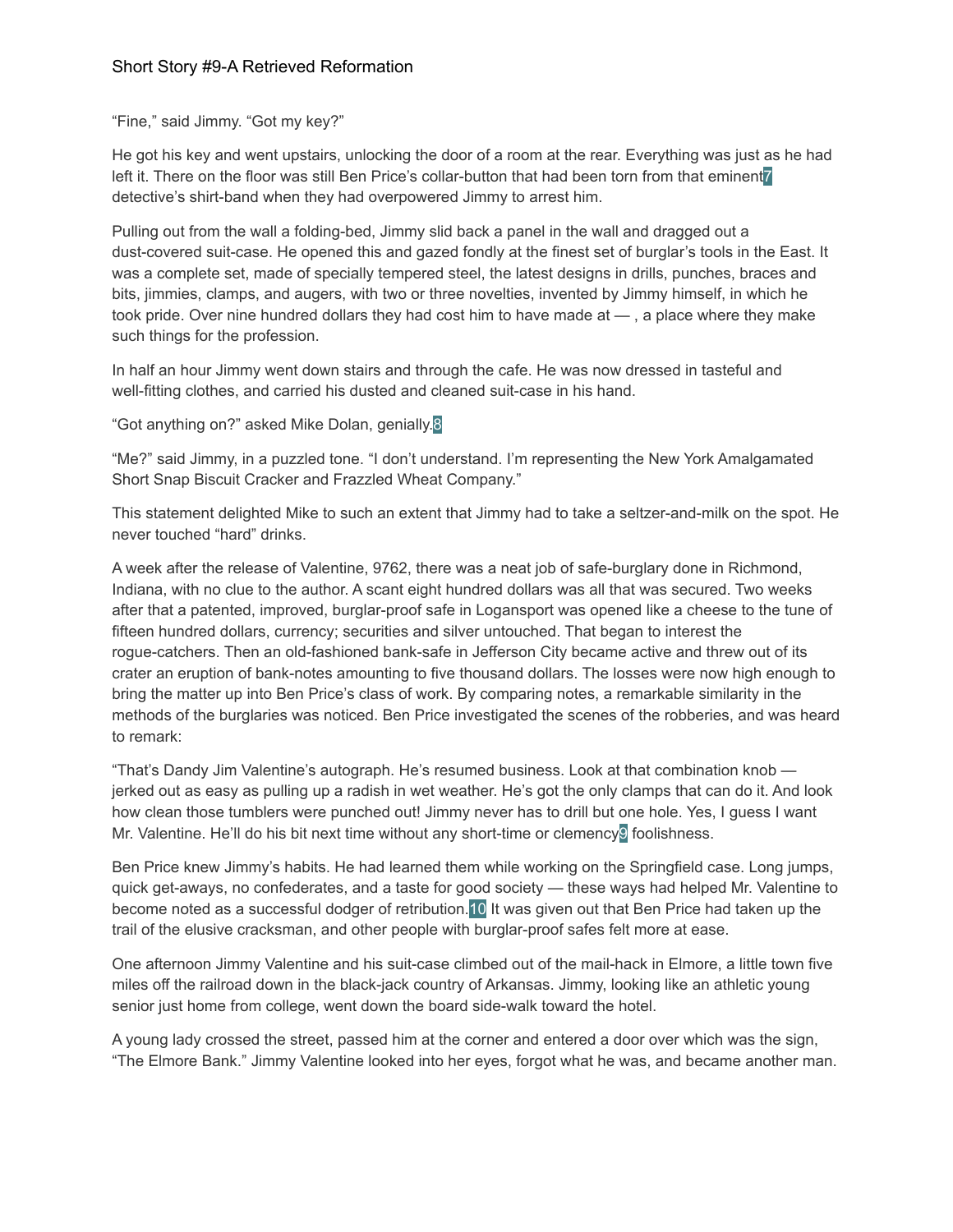"Fine," said Jimmy. "Got my key?"

He got his key and went upstairs, unlocking the door of a room at the rear. Everything was just as he had left it. There on the floor was still Ben Price's collar-button that had been torn from that eminent[7] detective's shirt-band when they had overpowered Jimmy to arrest him.

Pulling out from the wall a folding-bed, Jimmy slid back a panel in the wall and dragged out a dust-covered suit-case. He opened this and gazed fondly at the finest set of burglar's tools in the East. It was a complete set, made of specially tempered steel, the latest designs in drills, punches, braces and bits, jimmies, clamps, and augers, with two or three novelties, invented by Jimmy himself, in which he took pride. Over nine hundred dollars they had cost him to have made at — , a place where they make such things for the profession.

In half an hour Jimmy went down stairs and through the cafe. He was now dressed in tasteful and well-fitting clothes, and carried his dusted and cleaned suit-case in his hand.

"Got anything on?" asked Mike Dolan, genially.[8]

"Me?" said Jimmy, in a puzzled tone. "I don't understand. I'm representing the New York Amalgamated Short Snap Biscuit Cracker and Frazzled Wheat Company."

This statement delighted Mike to such an extent that Jimmy had to take a seltzer-and-milk on the spot. He never touched "hard" drinks.

A week after the release of Valentine, 9762, there was a neat job of safe-burglary done in Richmond, Indiana, with no clue to the author. A scant eight hundred dollars was all that was secured. Two weeks after that a patented, improved, burglar-proof safe in Logansport was opened like a cheese to the tune of fifteen hundred dollars, currency; securities and silver untouched. That began to interest the rogue-catchers. Then an old-fashioned bank-safe in Jefferson City became active and threw out of its crater an eruption of bank-notes amounting to five thousand dollars. The losses were now high enough to bring the matter up into Ben Price's class of work. By comparing notes, a remarkable similarity in the methods of the burglaries was noticed. Ben Price investigated the scenes of the robberies, and was heard to remark:

"That's Dandy Jim Valentine's autograph. He's resumed business. Look at that combination knob — jerked out as easy as pulling up a radish in wet weather. He's got the only clamps that can do it. And look how clean those tumblers were punched out! Jimmy never has to drill but one hole. Yes, I guess I want Mr. Valentine. He'll do his bit next time without any short-time or clemency[9] foolishness.

Ben Price knew Jimmy's habits. He had learned them while working on the Springfield case. Long jumps, quick get-aways, no confederates, and a taste for good society — these ways had helped Mr. Valentine to become noted as a successful dodger of retribution.[10] It was given out that Ben Price had taken up the trail of the elusive cracksman, and other people with burglar-proof safes felt more at ease.

One afternoon Jimmy Valentine and his suit-case climbed out of the mail-hack in Elmore, a little town five miles off the railroad down in the black-jack country of Arkansas. Jimmy, looking like an athletic young senior just home from college, went down the board side-walk toward the hotel.

A young lady crossed the street, passed him at the corner and entered a door over which was the sign, "The Elmore Bank." Jimmy Valentine looked into her eyes, forgot what he was, and became another man.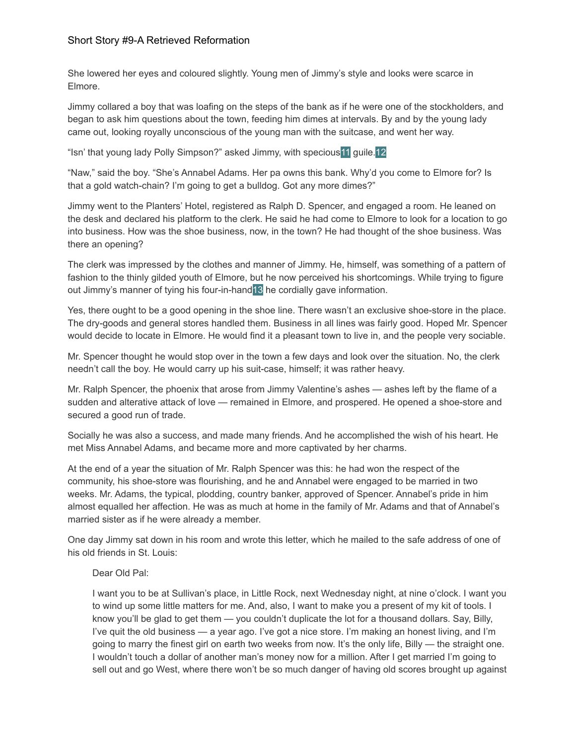She lowered her eyes and coloured slightly. Young men of Jimmy's style and looks were scarce in Elmore.

Jimmy collared a boy that was loafing on the steps of the bank as if he were one of the stockholders, and began to ask him questions about the town, feeding him dimes at intervals. By and by the young lady came out, looking royally unconscious of the young man with the suitcase, and went her way.

"Isn' that young lady Polly Simpson?" asked Jimmy, with specious[11] guile.[12]

"Naw," said the boy. "She's Annabel Adams. Her pa owns this bank. Why'd you come to Elmore for? Is that a gold watch-chain? I'm going to get a bulldog. Got any more dimes?"

Jimmy went to the Planters' Hotel, registered as Ralph D. Spencer, and engaged a room. He leaned on the desk and declared his platform to the clerk. He said he had come to Elmore to look for a location to go into business. How was the shoe business, now, in the town? He had thought of the shoe business. Was there an opening?

The clerk was impressed by the clothes and manner of Jimmy. He, himself, was something of a pattern of fashion to the thinly gilded youth of Elmore, but he now perceived his shortcomings. While trying to figure out Jimmy's manner of tying his four-in-hand[13] he cordially gave information.

Yes, there ought to be a good opening in the shoe line. There wasn't an exclusive shoe-store in the place. The dry-goods and general stores handled them. Business in all lines was fairly good. Hoped Mr. Spencer would decide to locate in Elmore. He would find it a pleasant town to live in, and the people very sociable.

Mr. Spencer thought he would stop over in the town a few days and look over the situation. No, the clerk needn't call the boy. He would carry up his suit-case, himself; it was rather heavy.

Mr. Ralph Spencer, the phoenix that arose from Jimmy Valentine's ashes — ashes left by the flame of a sudden and alterative attack of love — remained in Elmore, and prospered. He opened a shoe-store and secured a good run of trade.

Socially he was also a success, and made many friends. And he accomplished the wish of his heart. He met Miss Annabel Adams, and became more and more captivated by her charms.

At the end of a year the situation of Mr. Ralph Spencer was this: he had won the respect of the community, his shoe-store was flourishing, and he and Annabel were engaged to be married in two weeks. Mr. Adams, the typical, plodding, country banker, approved of Spencer. Annabel's pride in him almost equalled her affection. He was as much at home in the family of Mr. Adams and that of Annabel's married sister as if he were already a member.

One day Jimmy sat down in his room and wrote this letter, which he mailed to the safe address of one of his old friends in St. Louis:

> Dear Old Pal:
>
> I want you to be at Sullivan's place, in Little Rock, next Wednesday night, at nine o'clock. I want you to wind up some little matters for me. And, also, I want to make you a present of my kit of tools. I know you'll be glad to get them — you couldn't duplicate the lot for a thousand dollars. Say, Billy, I've quit the old business — a year ago. I've got a nice store. I'm making an honest living, and I'm going to marry the finest girl on earth two weeks from now. It's the only life, Billy — the straight one. I wouldn't touch a dollar of another man's money now for a million. After I get married I'm going to sell out and go West, where there won't be so much danger of having old scores brought up against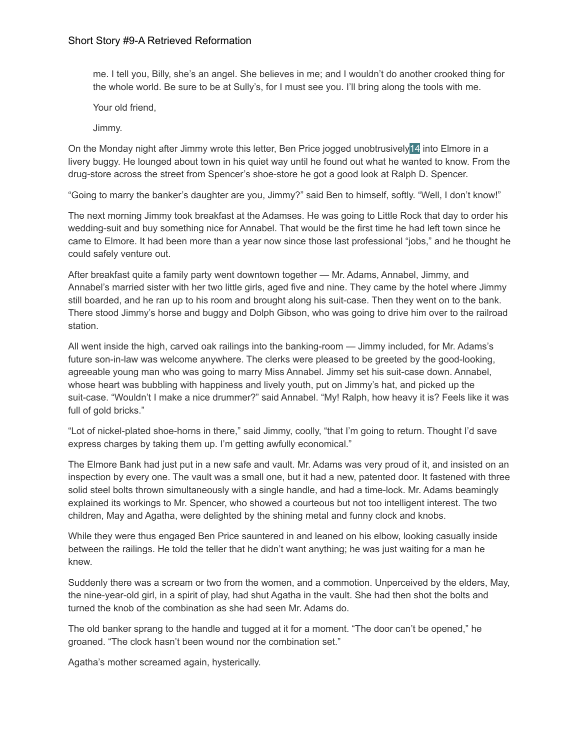me. I tell you, Billy, she's an angel. She believes in me; and I wouldn't do another crooked thing for the whole world. Be sure to be at Sully's, for I must see you. I'll bring along the tools with me.

Your old friend,

Jimmy.

On the Monday night after Jimmy wrote this letter, Ben Price jogged unobtrusively[14] into Elmore in a livery buggy. He lounged about town in his quiet way until he found out what he wanted to know. From the drug-store across the street from Spencer's shoe-store he got a good look at Ralph D. Spencer.

"Going to marry the banker's daughter are you, Jimmy?" said Ben to himself, softly. "Well, I don't know!"

The next morning Jimmy took breakfast at the Adamses. He was going to Little Rock that day to order his wedding-suit and buy something nice for Annabel. That would be the first time he had left town since he came to Elmore. It had been more than a year now since those last professional "jobs," and he thought he could safely venture out.

After breakfast quite a family party went downtown together — Mr. Adams, Annabel, Jimmy, and Annabel's married sister with her two little girls, aged five and nine. They came by the hotel where Jimmy still boarded, and he ran up to his room and brought along his suit-case. Then they went on to the bank. There stood Jimmy's horse and buggy and Dolph Gibson, who was going to drive him over to the railroad station.

All went inside the high, carved oak railings into the banking-room — Jimmy included, for Mr. Adams's future son-in-law was welcome anywhere. The clerks were pleased to be greeted by the good-looking, agreeable young man who was going to marry Miss Annabel. Jimmy set his suit-case down. Annabel, whose heart was bubbling with happiness and lively youth, put on Jimmy's hat, and picked up the suit-case. "Wouldn't I make a nice drummer?" said Annabel. "My! Ralph, how heavy it is? Feels like it was full of gold bricks."

"Lot of nickel-plated shoe-horns in there," said Jimmy, coolly, "that I'm going to return. Thought I'd save express charges by taking them up. I'm getting awfully economical."

The Elmore Bank had just put in a new safe and vault. Mr. Adams was very proud of it, and insisted on an inspection by every one. The vault was a small one, but it had a new, patented door. It fastened with three solid steel bolts thrown simultaneously with a single handle, and had a time-lock. Mr. Adams beamingly explained its workings to Mr. Spencer, who showed a courteous but not too intelligent interest. The two children, May and Agatha, were delighted by the shining metal and funny clock and knobs.

While they were thus engaged Ben Price sauntered in and leaned on his elbow, looking casually inside between the railings. He told the teller that he didn't want anything; he was just waiting for a man he knew.

Suddenly there was a scream or two from the women, and a commotion. Unperceived by the elders, May, the nine-year-old girl, in a spirit of play, had shut Agatha in the vault. She had then shot the bolts and turned the knob of the combination as she had seen Mr. Adams do.

The old banker sprang to the handle and tugged at it for a moment. "The door can't be opened," he groaned. "The clock hasn't been wound nor the combination set."

Agatha's mother screamed again, hysterically.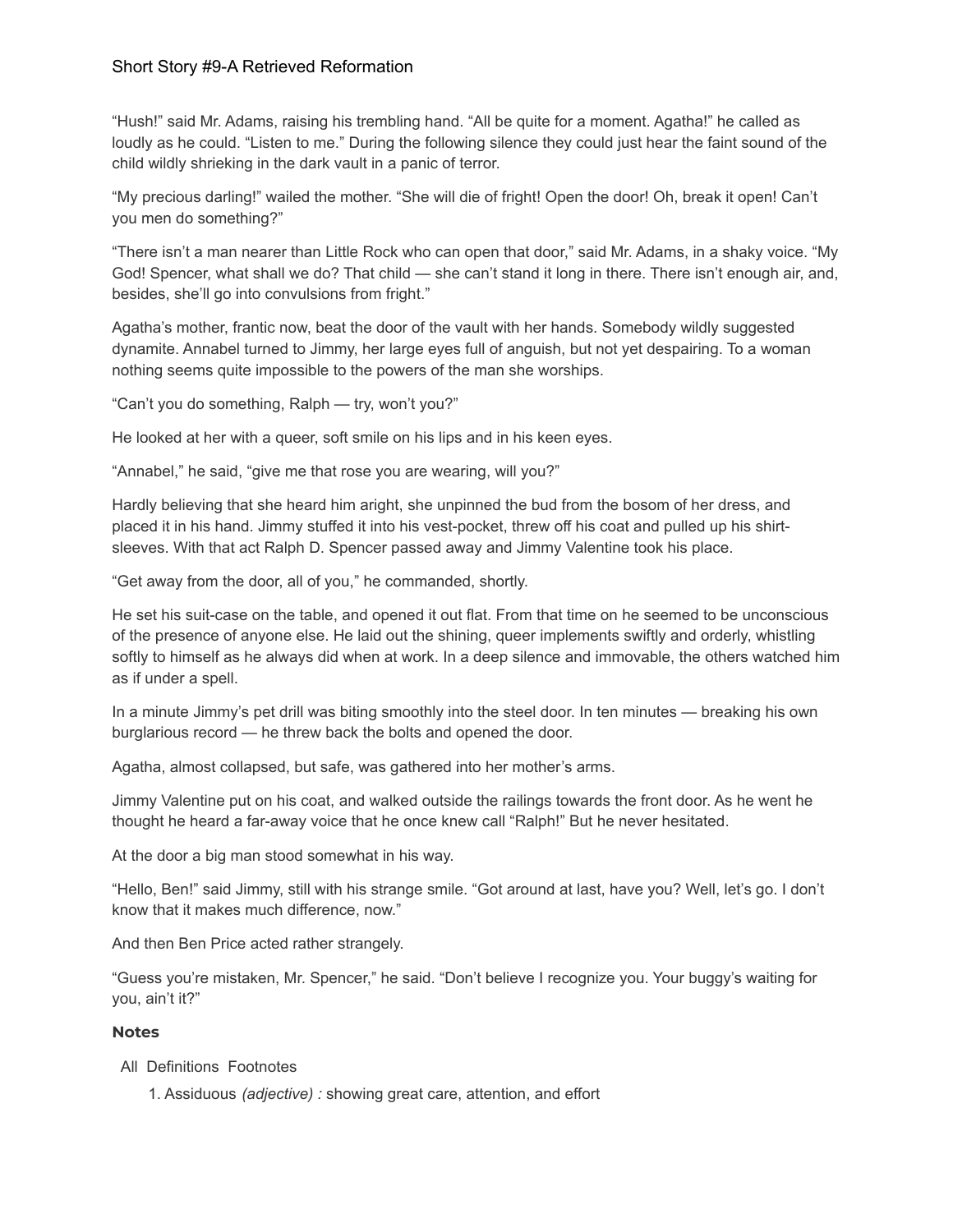"Hush!" said Mr. Adams, raising his trembling hand. "All be quite for a moment. Agatha!" he called as loudly as he could. "Listen to me." During the following silence they could just hear the faint sound of the child wildly shrieking in the dark vault in a panic of terror.

"My precious darling!" wailed the mother. "She will die of fright! Open the door! Oh, break it open! Can't you men do something?"

"There isn't a man nearer than Little Rock who can open that door," said Mr. Adams, in a shaky voice. "My God! Spencer, what shall we do? That child — she can't stand it long in there. There isn't enough air, and, besides, she'll go into convulsions from fright."

Agatha's mother, frantic now, beat the door of the vault with her hands. Somebody wildly suggested dynamite. Annabel turned to Jimmy, her large eyes full of anguish, but not yet despairing. To a woman nothing seems quite impossible to the powers of the man she worships.

"Can't you do something, Ralph — try, won't you?"

He looked at her with a queer, soft smile on his lips and in his keen eyes.

"Annabel," he said, "give me that rose you are wearing, will you?"

Hardly believing that she heard him aright, she unpinned the bud from the bosom of her dress, and placed it in his hand. Jimmy stuffed it into his vest-pocket, threw off his coat and pulled up his shirt-sleeves. With that act Ralph D. Spencer passed away and Jimmy Valentine took his place.

"Get away from the door, all of you," he commanded, shortly.

He set his suit-case on the table, and opened it out flat. From that time on he seemed to be unconscious of the presence of anyone else. He laid out the shining, queer implements swiftly and orderly, whistling softly to himself as he always did when at work. In a deep silence and immovable, the others watched him as if under a spell.

In a minute Jimmy's pet drill was biting smoothly into the steel door. In ten minutes — breaking his own burglarious record — he threw back the bolts and opened the door.

Agatha, almost collapsed, but safe, was gathered into her mother's arms.

Jimmy Valentine put on his coat, and walked outside the railings towards the front door. As he went he thought he heard a far-away voice that he once knew call "Ralph!" But he never hesitated.

At the door a big man stood somewhat in his way.

"Hello, Ben!" said Jimmy, still with his strange smile. "Got around at last, have you? Well, let's go. I don't know that it makes much difference, now."

And then Ben Price acted rather strangely.

"Guess you're mistaken, Mr. Spencer," he said. "Don't believe I recognize you. Your buggy's waiting for you, ain't it?"

**Notes**

All Definitions Footnotes

1. Assiduous *(adjective) :* showing great care, attention, and effort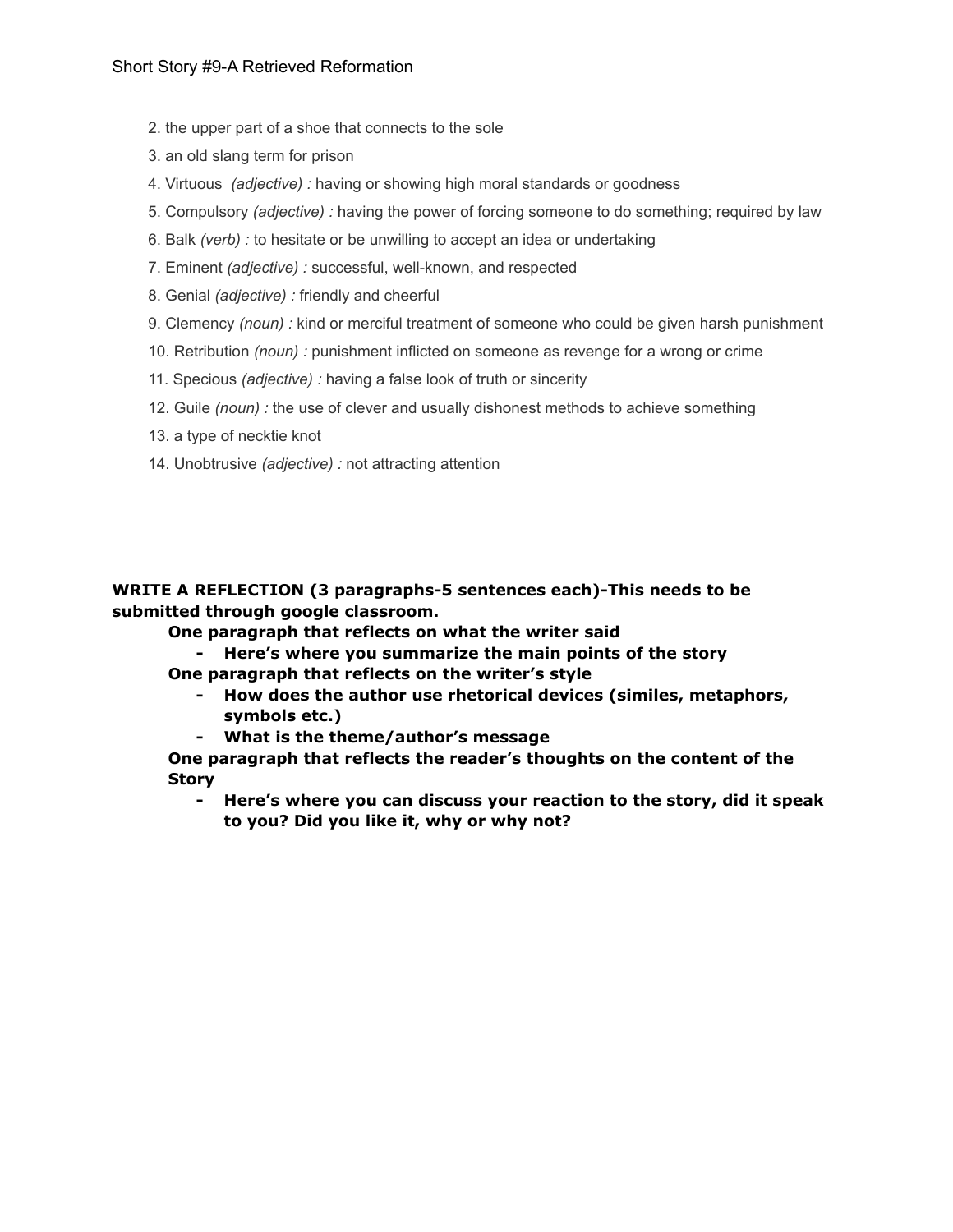2. the upper part of a shoe that connects to the sole
3. an old slang term for prison
4. Virtuous *(adjective) :* having or showing high moral standards or goodness
5. Compulsory *(adjective) :* having the power of forcing someone to do something; required by law
6. Balk *(verb) :* to hesitate or be unwilling to accept an idea or undertaking
7. Eminent *(adjective) :* successful, well-known, and respected
8. Genial *(adjective) :* friendly and cheerful
9. Clemency *(noun) :* kind or merciful treatment of someone who could be given harsh punishment
10. Retribution *(noun) :* punishment inflicted on someone as revenge for a wrong or crime
11. Specious *(adjective) :* having a false look of truth or sincerity
12. Guile *(noun) :* the use of clever and usually dishonest methods to achieve something
13. a type of necktie knot
14. Unobtrusive *(adjective) :* not attracting attention

**WRITE A REFLECTION (3 paragraphs-5 sentences each)-This needs to be submitted through google classroom.**

**One paragraph that reflects on what the writer said**

- **Here's where you summarize the main points of the story**

**One paragraph that reflects on the writer's style**

- **How does the author use rhetorical devices (similes, metaphors, symbols etc.)**
- **What is the theme/author's message**

**One paragraph that reflects the reader's thoughts on the content of the Story**

- **Here's where you can discuss your reaction to the story, did it speak to you? Did you like it, why or why not?**